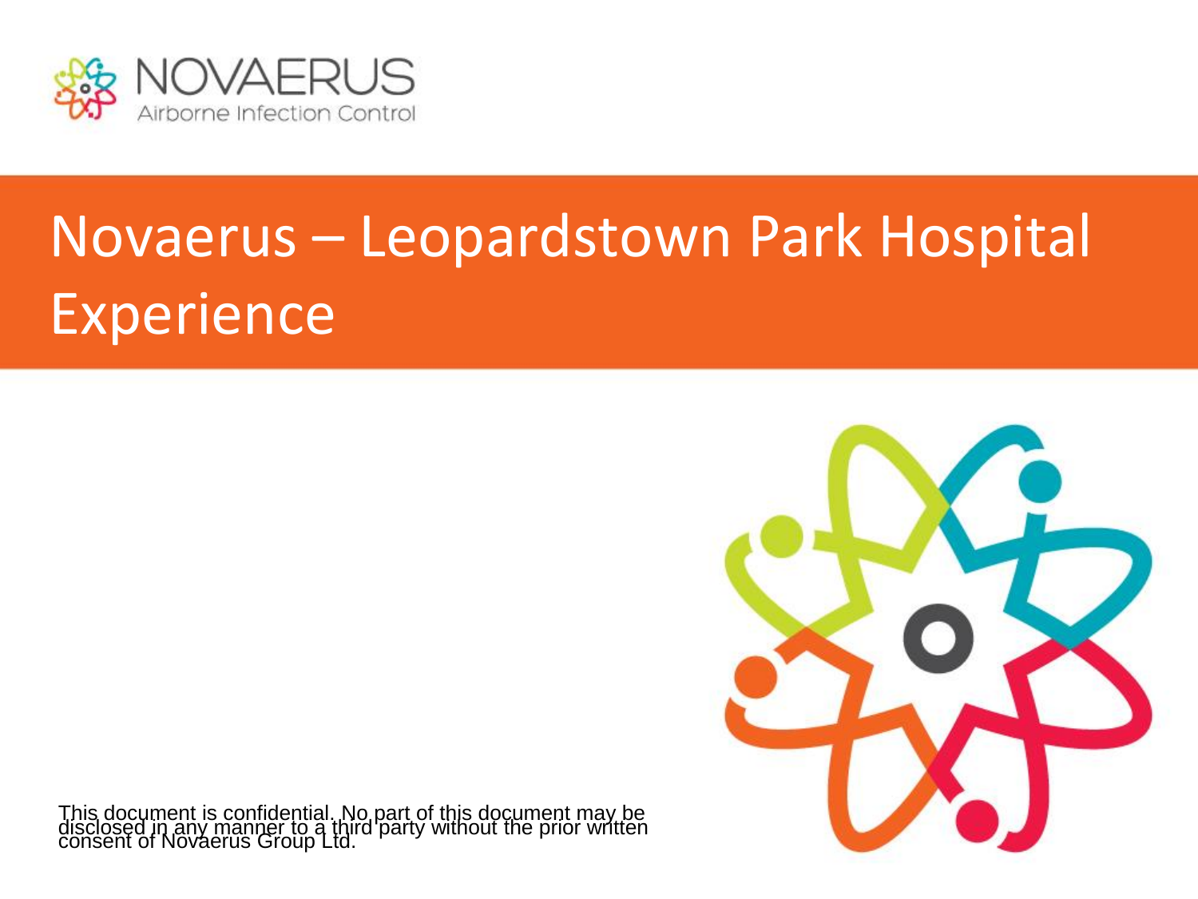NOVAERUS
Airborne Infection Control

# Novaerus – Leopardstown Park Hospital Experience

This document is confidential. No part of this document may be disclosed in any manner to a third party without the prior written consent of Novaerus Group Ltd.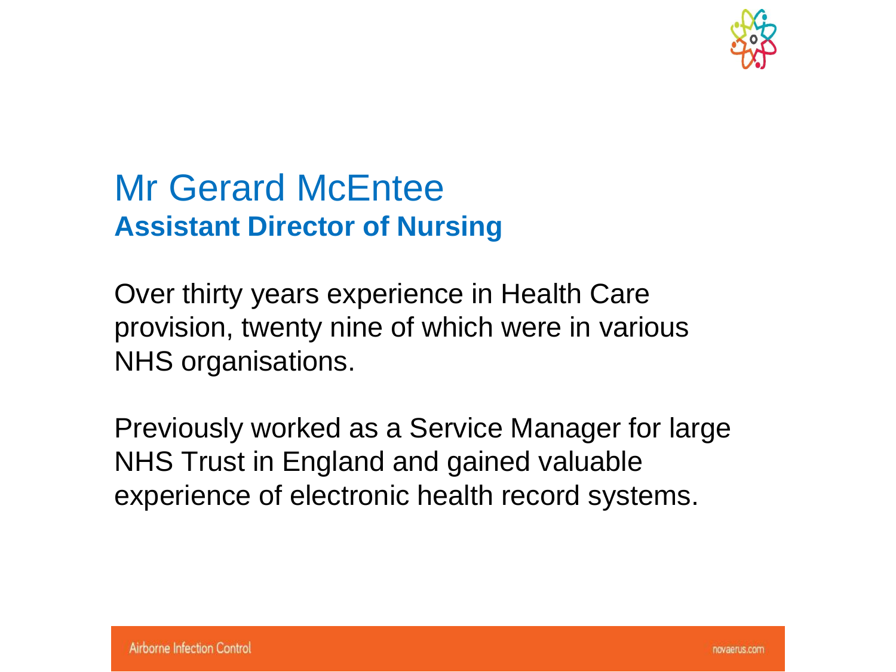# Mr Gerard McEntee

## Assistant Director of Nursing

Over thirty years experience in Health Care provision, twenty nine of which were in various NHS organisations.

Previously worked as a Service Manager for large NHS Trust in England and gained valuable experience of electronic health record systems.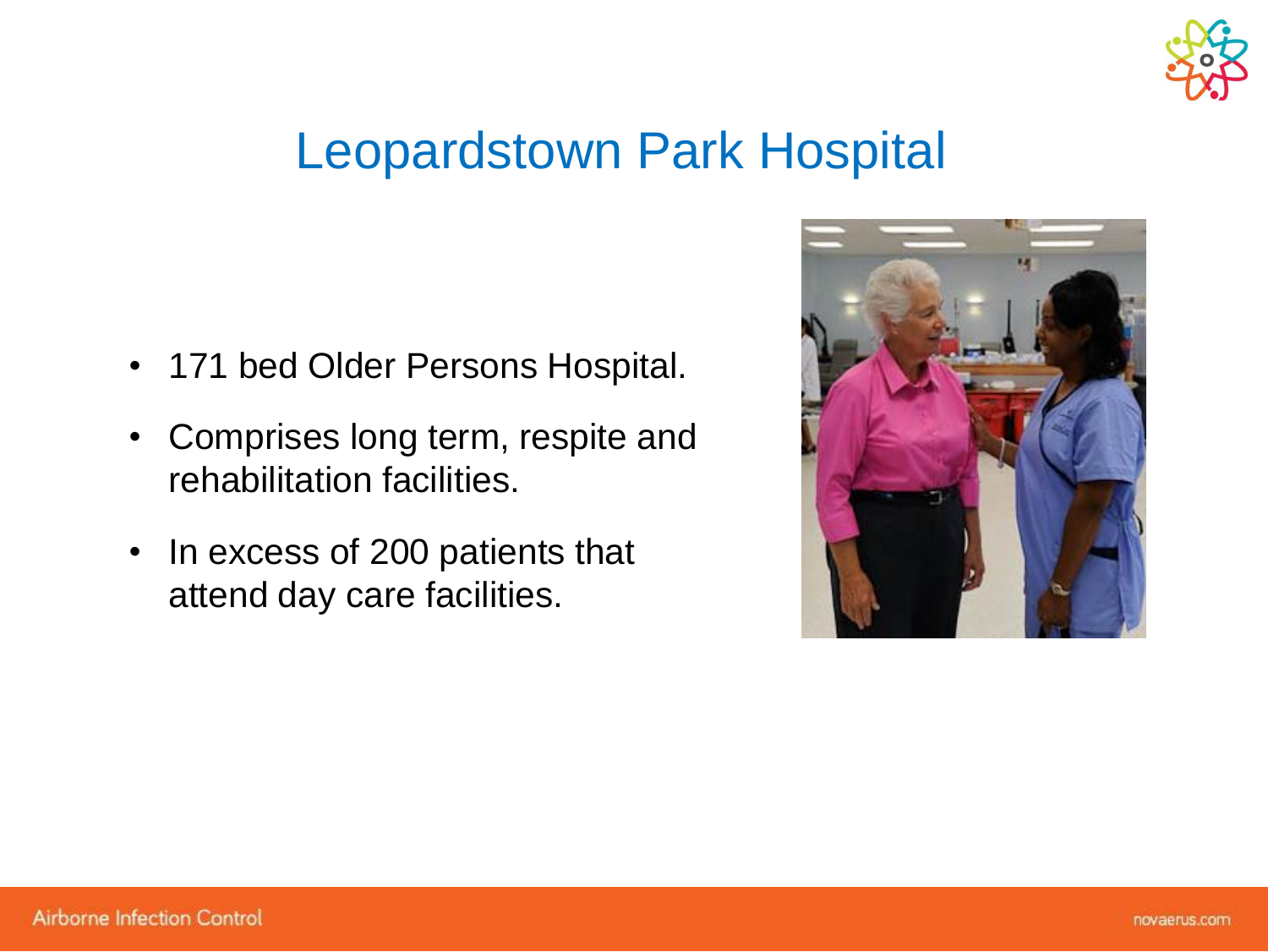# Leopardstown Park Hospital

- 171 bed Older Persons Hospital.
- Comprises long term, respite and rehabilitation facilities.
- In excess of 200 patients that attend day care facilities.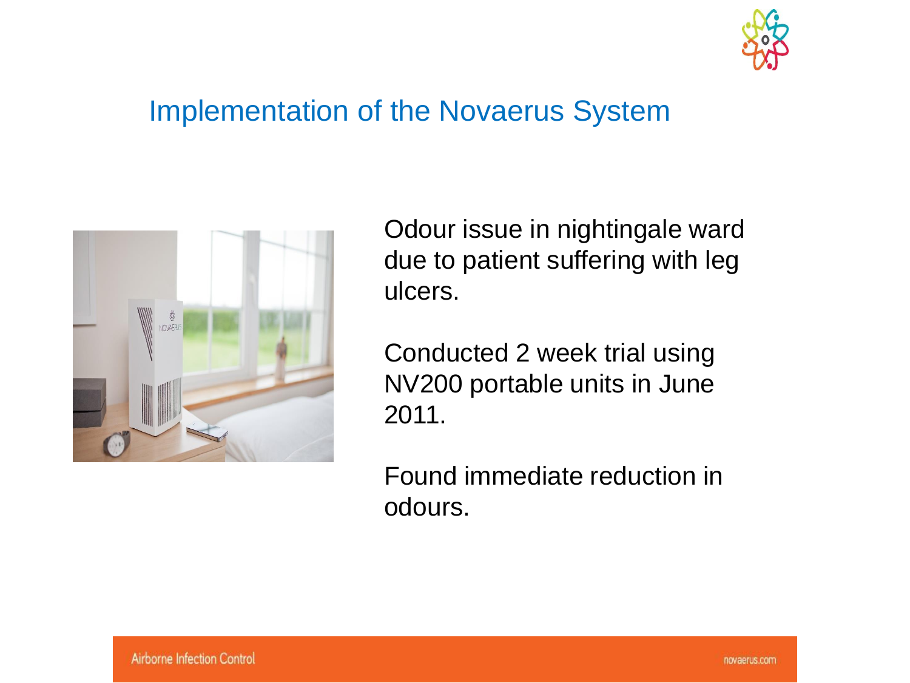## Implementation of the Novaerus System

Odour issue in nightingale ward due to patient suffering with leg ulcers.

Conducted 2 week trial using NV200 portable units in June 2011.

Found immediate reduction in odours.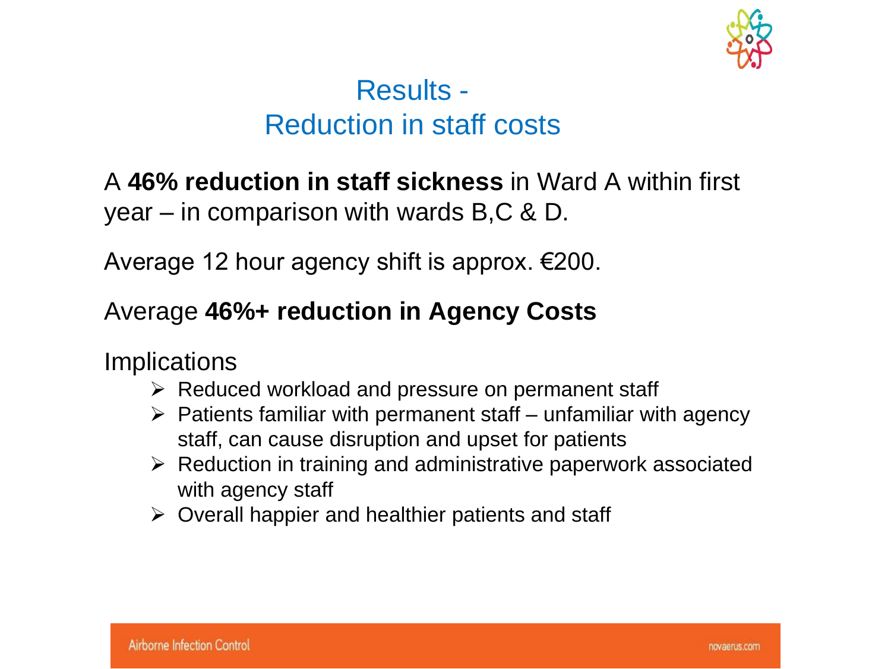# Results -
# Reduction in staff costs

A **46% reduction in staff sickness** in Ward A within first year – in comparison with wards B,C & D.

Average 12 hour agency shift is approx. €200.

Average **46%+ reduction in Agency Costs**

Implications

- Reduced workload and pressure on permanent staff
- Patients familiar with permanent staff – unfamiliar with agency staff, can cause disruption and upset for patients
- Reduction in training and administrative paperwork associated with agency staff
- Overall happier and healthier patients and staff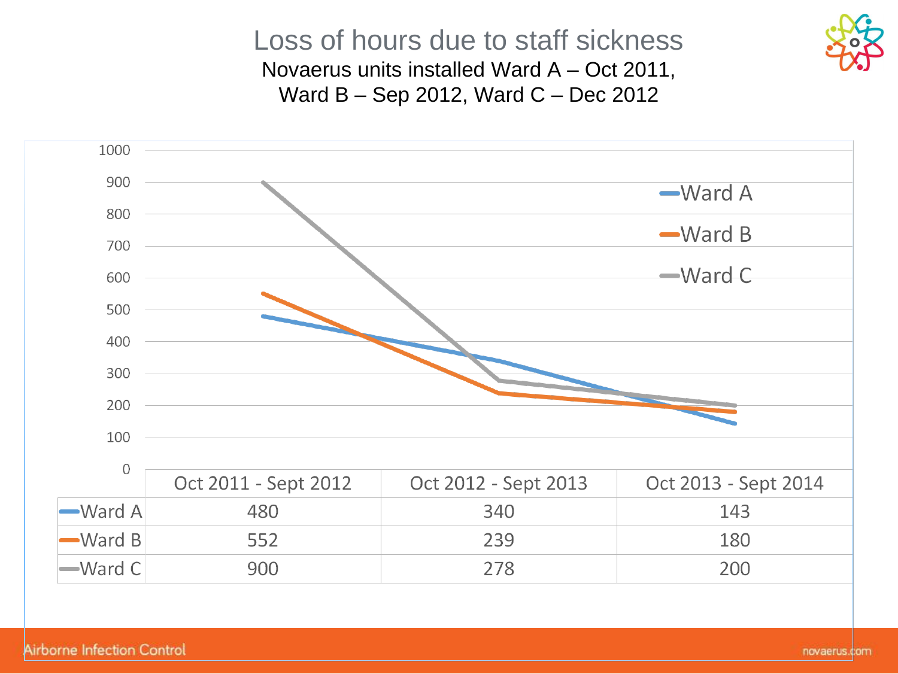# Loss of hours due to staff sickness

Novaerus units installed Ward A – Oct 2011, Ward B – Sep 2012, Ward C – Dec 2012

| | Oct 2011 - Sept 2012 | Oct 2012 - Sept 2013 | Oct 2013 - Sept 2014 |
|---|---|---|---|
| Ward A | 480 | 340 | 143 |
| Ward B | 552 | 239 | 180 |
| Ward C | 900 | 278 | 200 |

Airborne Infection Control

novaerus.com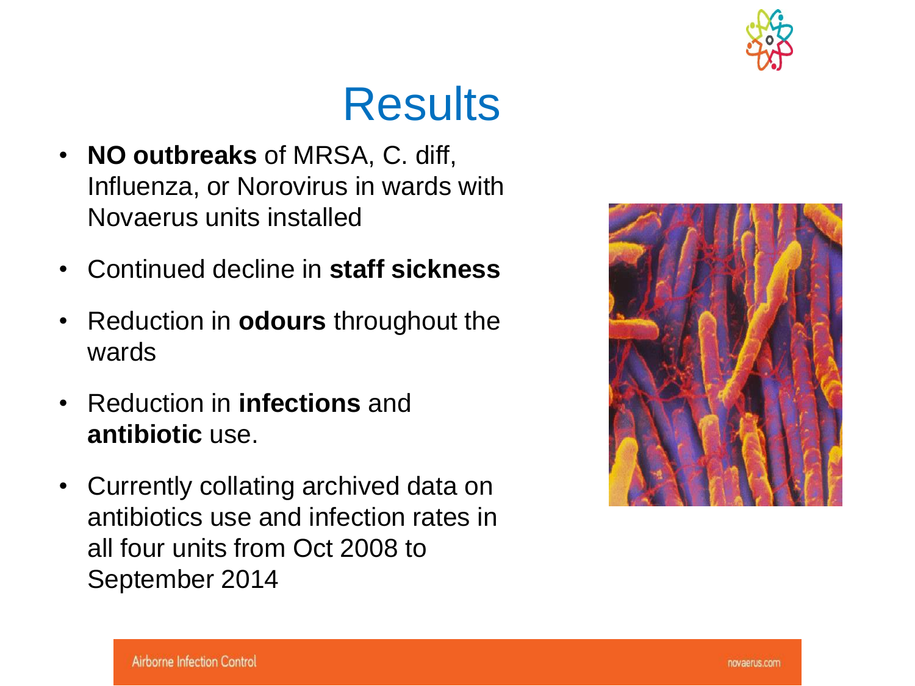# Results

- **NO outbreaks** of MRSA, C. diff, Influenza, or Norovirus in wards with Novaerus units installed
- Continued decline in **staff sickness**
- Reduction in **odours** throughout the wards
- Reduction in **infections** and **antibiotic** use.
- Currently collating archived data on antibiotics use and infection rates in all four units from Oct 2008 to September 2014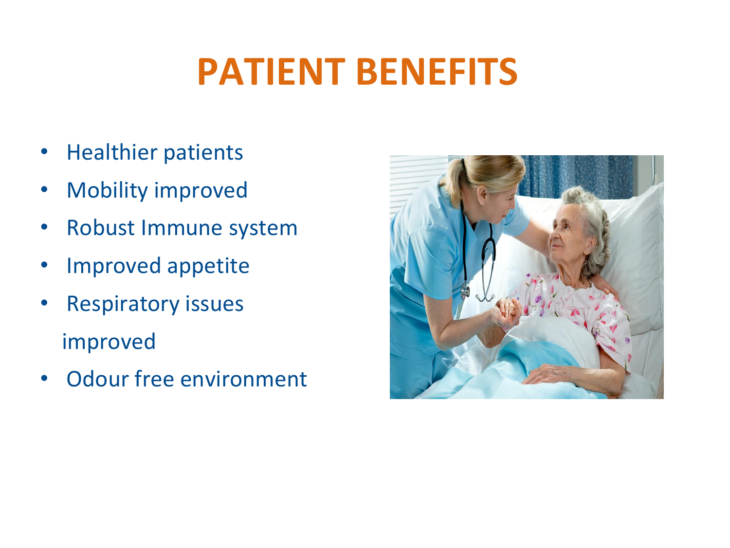# PATIENT BENEFITS

- Healthier patients
- Mobility improved
- Robust Immune system
- Improved appetite
- Respiratory issues improved
- Odour free environment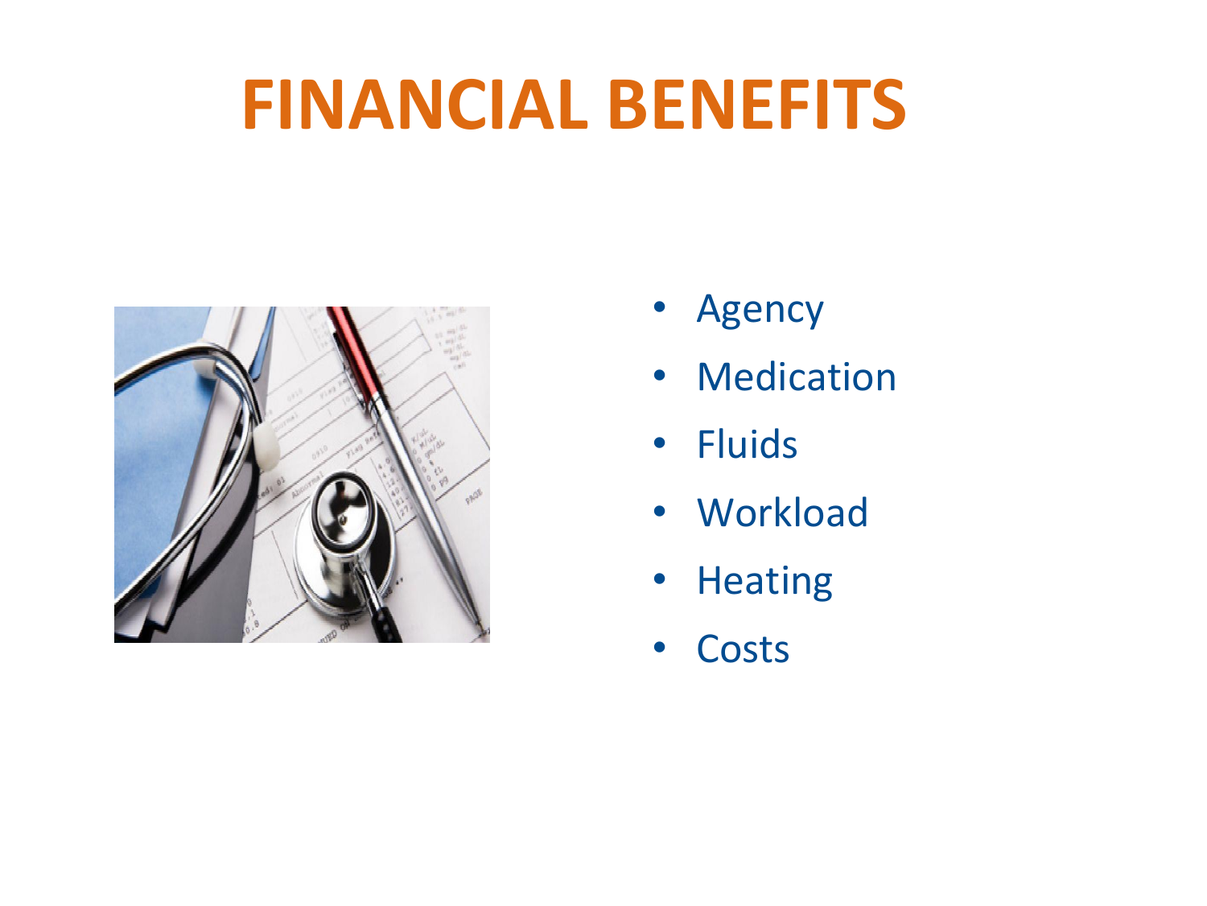# FINANCIAL BENEFITS

- Agency
- Medication
- Fluids
- Workload
- Heating
- Costs